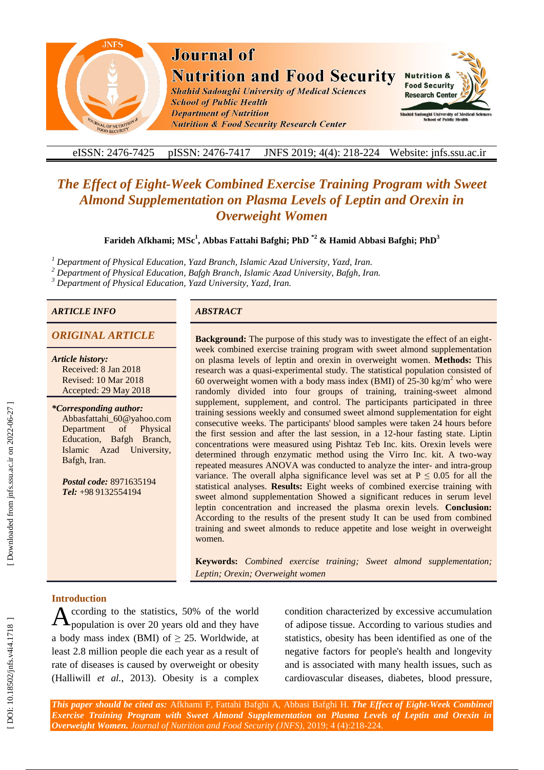# The Effect of Eight-Week Combined Exercise Training Program with Sweet Almond Supplementation on Plasma Levels of Leptin and Orexin in Overweight Women

**Farideh Afkhami; MSc[1], Abbas Fattahi Bafghi; PhD [*2] & Hamid Abbasi Bafghi; PhD[3]**

[1] *Department of Physical Education, Yazd Branch, Islamic Azad University, Yazd, Iran.*

[2] *Department of Physical Education, Bafgh Branch, Islamic Azad University, Bafgh, Iran.*

[3] *Department of Physical Education, Yazd University, Yazd, Iran.*

## ARTICLE INFO

### ORIGINAL ARTICLE

***Article history:***
Received: 8 Jan 2018
Revised: 10 Mar 2018
Accepted: 29 May 2018

***\*Corresponding author:***
Abbasfattahi_60@yahoo.com
Department of Physical Education, Bafgh Branch, Islamic Azad University, Bafgh, Iran.

***Postal code:*** 8971635194
***Tel:*** +98 9132554194

## ABSTRACT

**Background:** The purpose of this study was to investigate the effect of an eight-week combined exercise training program with sweet almond supplementation on plasma levels of leptin and orexin in overweight women. **Methods:** This research was a quasi-experimental study. The statistical population consisted of 60 overweight women with a body mass index (BMI) of 25-30 kg/m$^2$ who were randomly divided into four groups of training, training-sweet almond supplement, supplement, and control. The participants participated in three training sessions weekly and consumed sweet almond supplementation for eight consecutive weeks. The participants' blood samples were taken 24 hours before the first session and after the last session, in a 12-hour fasting state. Liptin concentrations were measured using Pishtaz Teb Inc. kits. Orexin levels were determined through enzymatic method using the Virro Inc. kit. A two-way repeated measures ANOVA was conducted to analyze the inter- and intra-group variance. The overall alpha significance level was set at $P \leq 0.05$ for all the statistical analyses. **Results:** Eight weeks of combined exercise training with sweet almond supplementation Showed a significant reduces in serum level leptin concentration and increased the plasma orexin levels. **Conclusion:** According to the results of the present study It can be used from combined training and sweet almonds to reduce appetite and lose weight in overweight women.

**Keywords:** *Combined exercise training; Sweet almond supplementation; Leptin; Orexin; Overweight women*

## Introduction

According to the statistics, 50% of the world population is over 20 years old and they have a body mass index (BMI) of ≥ 25. Worldwide, at least 2.8 million people die each year as a result of rate of diseases is caused by overweight or obesity (Halliwill *et al.*, 2013). Obesity is a complex condition characterized by excessive accumulation of adipose tissue. According to various studies and statistics, obesity has been identified as one of the negative factors for people's health and longevity and is associated with many health issues, such as cardiovascular diseases, diabetes, blood pressure,

***This paper should be cited as:*** Afkhami F, Fattahi Bafghi A, Abbasi Bafghi H. ***The Effect of Eight-Week Combined Exercise Training Program with Sweet Almond Supplementation on Plasma Levels of Leptin and Orexin in Overweight Women.*** *Journal of Nutrition and Food Security (JNFS)*, 2019; 4 (4):218-224.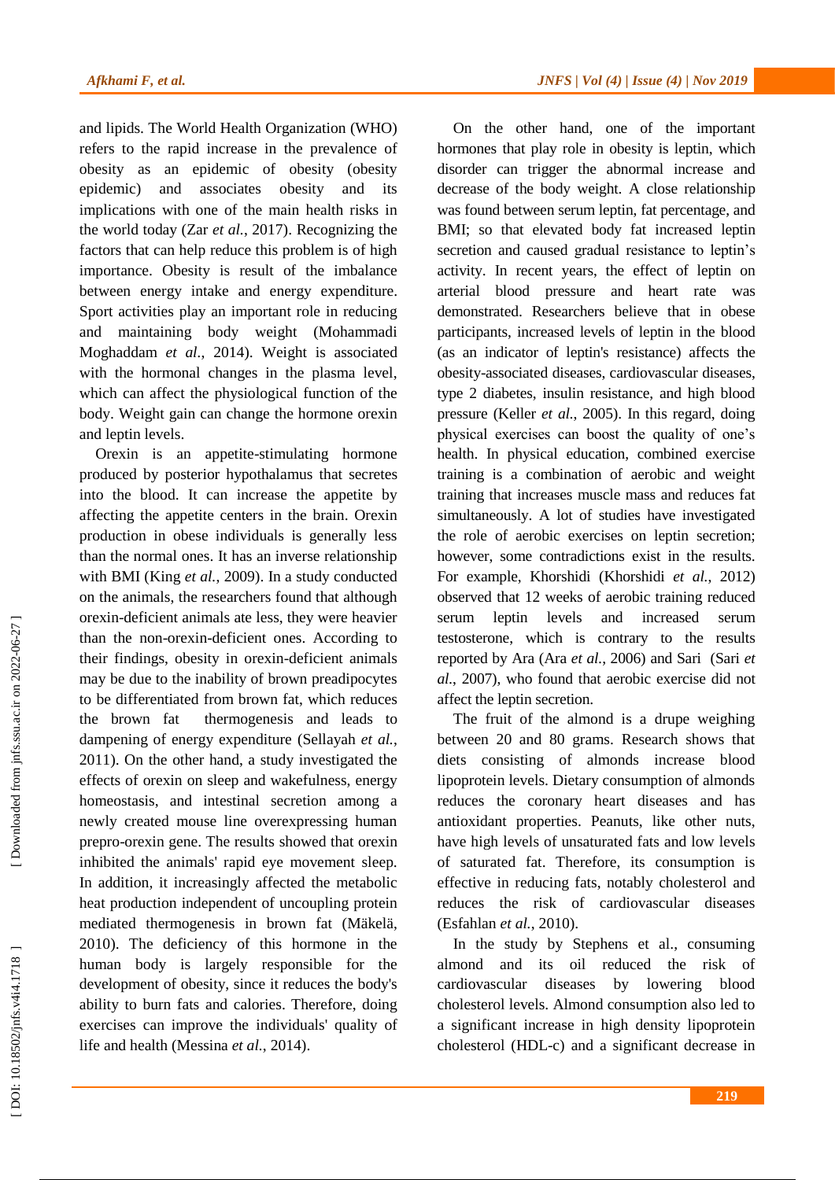and lipids. The World Health Organization (WHO) refers to the rapid increase in the prevalence of obesity as an epidemic of obesity (obesity epidemic) and associates obesity and its implications with one of the main health risks in the world today (Zar *et al.*, 2017). Recognizing the factors that can help reduce this problem is of high importance. Obesity is result of the imbalance between energy intake and energy expenditure. Sport activities play an important role in reducing and maintaining body weight (Mohammadi Moghaddam *et al.*, 2014). Weight is associated with the hormonal changes in the plasma level, which can affect the physiological function of the body. Weight gain can change the hormone orexin and leptin levels.

Orexin is an appetite-stimulating hormone produced by posterior hypothalamus that secretes into the blood. It can increase the appetite by affecting the appetite centers in the brain. Orexin production in obese individuals is generally less than the normal ones. It has an inverse relationship with BMI (King *et al.*, 2009). In a study conducted on the animals, the researchers found that although orexin-deficient animals ate less, they were heavier than the non-orexin-deficient ones. According to their findings, obesity in orexin-deficient animals may be due to the inability of brown preadipocytes to be differentiated from brown fat, which reduces the brown fat thermogenesis and leads to dampening of energy expenditure (Sellayah *et al.*, 2011). On the other hand, a study investigated the effects of orexin on sleep and wakefulness, energy homeostasis, and intestinal secretion among a newly created mouse line overexpressing human prepro-orexin gene. The results showed that orexin inhibited the animals' rapid eye movement sleep. In addition, it increasingly affected the metabolic heat production independent of uncoupling protein mediated thermogenesis in brown fat (Mäkelä, 2010). The deficiency of this hormone in the human body is largely responsible for the development of obesity, since it reduces the body's ability to burn fats and calories. Therefore, doing exercises can improve the individuals' quality of life and health (Messina *et al.*, 2014).

On the other hand, one of the important hormones that play role in obesity is leptin, which disorder can trigger the abnormal increase and decrease of the body weight. A close relationship was found between serum leptin, fat percentage, and BMI; so that elevated body fat increased leptin secretion and caused gradual resistance to leptin's activity. In recent years, the effect of leptin on arterial blood pressure and heart rate was demonstrated. Researchers believe that in obese participants, increased levels of leptin in the blood (as an indicator of leptin's resistance) affects the obesity-associated diseases, cardiovascular diseases, type 2 diabetes, insulin resistance, and high blood pressure (Keller *et al.*, 2005). In this regard, doing physical exercises can boost the quality of one's health. In physical education, combined exercise training is a combination of aerobic and weight training that increases muscle mass and reduces fat simultaneously. A lot of studies have investigated the role of aerobic exercises on leptin secretion; however, some contradictions exist in the results. For example, Khorshidi (Khorshidi *et al.*, 2012) observed that 12 weeks of aerobic training reduced serum leptin levels and increased serum testosterone, which is contrary to the results reported by Ara (Ara *et al.*, 2006) and Sari (Sari *et al.*, 2007), who found that aerobic exercise did not affect the leptin secretion.

The fruit of the almond is a drupe weighing between 20 and 80 grams. Research shows that diets consisting of almonds increase blood lipoprotein levels. Dietary consumption of almonds reduces the coronary heart diseases and has antioxidant properties. Peanuts, like other nuts, have high levels of unsaturated fats and low levels of saturated fat. Therefore, its consumption is effective in reducing fats, notably cholesterol and reduces the risk of cardiovascular diseases (Esfahlan *et al.*, 2010).

In the study by Stephens et al., consuming almond and its oil reduced the risk of cardiovascular diseases by lowering blood cholesterol levels. Almond consumption also led to a significant increase in high density lipoprotein cholesterol (HDL-c) and a significant decrease in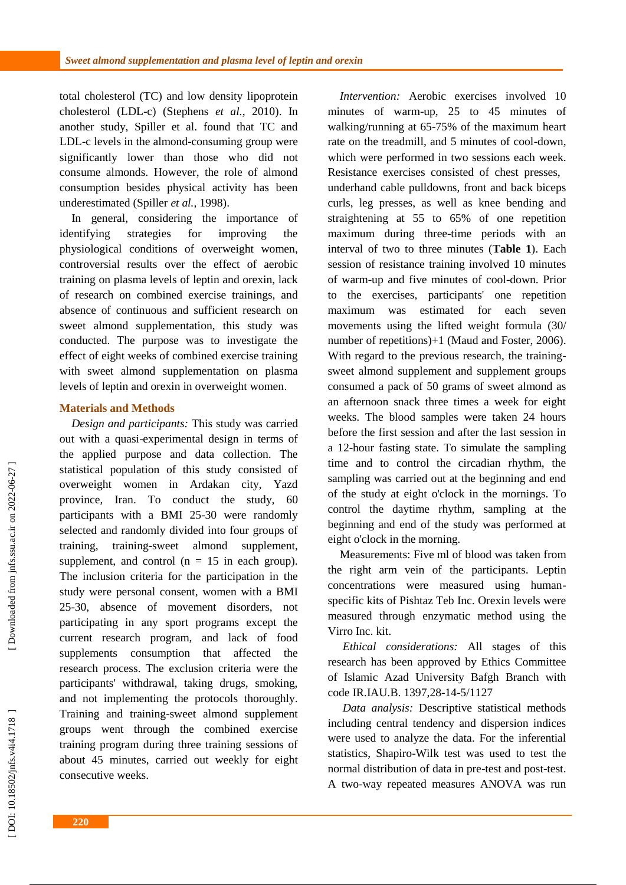total cholesterol (TC) and low density lipoprotein cholesterol (LDL-c) (Stephens *et al.*, 2010). In another study, Spiller et al. found that TC and LDL-c levels in the almond-consuming group were significantly lower than those who did not consume almonds. However, the role of almond consumption besides physical activity has been underestimated (Spiller *et al.*, 1998).

In general, considering the importance of identifying strategies for improving the physiological conditions of overweight women, controversial results over the effect of aerobic training on plasma levels of leptin and orexin, lack of research on combined exercise trainings, and absence of continuous and sufficient research on sweet almond supplementation, this study was conducted. The purpose was to investigate the effect of eight weeks of combined exercise training with sweet almond supplementation on plasma levels of leptin and orexin in overweight women.

## Materials and Methods

*Design and participants:* This study was carried out with a quasi-experimental design in terms of the applied purpose and data collection. The statistical population of this study consisted of overweight women in Ardakan city, Yazd province, Iran. To conduct the study, 60 participants with a BMI 25-30 were randomly selected and randomly divided into four groups of training, training-sweet almond supplement, supplement, and control (n = 15 in each group). The inclusion criteria for the participation in the study were personal consent, women with a BMI 25-30, absence of movement disorders, not participating in any sport programs except the current research program, and lack of food supplements consumption that affected the research process. The exclusion criteria were the participants' withdrawal, taking drugs, smoking, and not implementing the protocols thoroughly. Training and training-sweet almond supplement groups went through the combined exercise training program during three training sessions of about 45 minutes, carried out weekly for eight consecutive weeks.

*Intervention:* Aerobic exercises involved 10 minutes of warm-up, 25 to 45 minutes of walking/running at 65-75% of the maximum heart rate on the treadmill, and 5 minutes of cool-down, which were performed in two sessions each week. Resistance exercises consisted of chest presses, underhand cable pulldowns, front and back biceps curls, leg presses, as well as knee bending and straightening at 55 to 65% of one repetition maximum during three-time periods with an interval of two to three minutes (**Table 1**). Each session of resistance training involved 10 minutes of warm-up and five minutes of cool-down. Prior to the exercises, participants' one repetition maximum was estimated for each seven movements using the lifted weight formula (30/ number of repetitions)+1 (Maud and Foster, 2006). With regard to the previous research, the training-sweet almond supplement and supplement groups consumed a pack of 50 grams of sweet almond as an afternoon snack three times a week for eight weeks. The blood samples were taken 24 hours before the first session and after the last session in a 12-hour fasting state. To simulate the sampling time and to control the circadian rhythm, the sampling was carried out at the beginning and end of the study at eight o'clock in the mornings. To control the daytime rhythm, sampling at the beginning and end of the study was performed at eight o'clock in the morning.

Measurements: Five ml of blood was taken from the right arm vein of the participants. Leptin concentrations were measured using human-specific kits of Pishtaz Teb Inc. Orexin levels were measured through enzymatic method using the Virro Inc. kit.

*Ethical considerations:* All stages of this research has been approved by Ethics Committee of Islamic Azad University Bafgh Branch with code IR.IAU.B. 1397,28-14-5/1127

*Data analysis:* Descriptive statistical methods including central tendency and dispersion indices were used to analyze the data. For the inferential statistics, Shapiro-Wilk test was used to test the normal distribution of data in pre-test and post-test. A two-way repeated measures ANOVA was run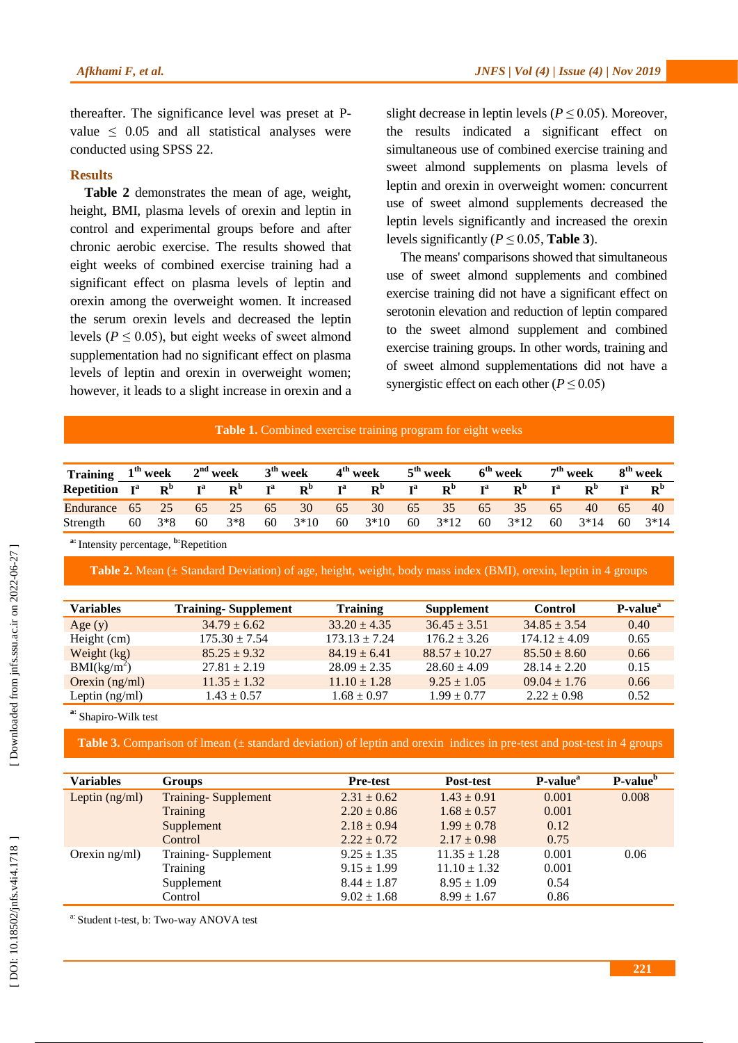thereafter. The significance level was preset at P-value ≤ 0.05 and all statistical analyses were conducted using SPSS 22.

## Results

**Table 2** demonstrates the mean of age, weight, height, BMI, plasma levels of orexin and leptin in control and experimental groups before and after chronic aerobic exercise. The results showed that eight weeks of combined exercise training had a significant effect on plasma levels of leptin and orexin among the overweight women. It increased the serum orexin levels and decreased the leptin levels ($P \leq 0.05$), but eight weeks of sweet almond supplementation had no significant effect on plasma levels of leptin and orexin in overweight women; however, it leads to a slight increase in orexin and a slight decrease in leptin levels ($P \leq 0.05$). Moreover, the results indicated a significant effect on simultaneous use of combined exercise training and sweet almond supplements on plasma levels of leptin and orexin in overweight women: concurrent use of sweet almond supplements decreased the leptin levels significantly and increased the orexin levels significantly ($P \leq 0.05$, **Table 3**).

The means' comparisons showed that simultaneous use of sweet almond supplements and combined exercise training did not have a significant effect on serotonin elevation and reduction of leptin compared to the sweet almond supplement and combined exercise training groups. In other words, training and of sweet almond supplementations did not have a synergistic effect on each other ($P \leq 0.05$)

**Table 1.** Combined exercise training program for eight weeks

| Training | 1th week | | 2nd week | | 3th week | | 4th week | | 5th week | | 6th week | | 7th week | | 8th week | |
|---|---|---|---|---|---|---|---|---|---|---|---|---|---|---|---|---|
| Repetition | I[a] | R[b] | I[a] | R[b] | I[a] | R[b] | I[a] | R[b] | I[a] | R[b] | I[a] | R[b] | I[a] | R[b] | I[a] | R[b] |
| Endurance | 65 | 25 | 65 | 25 | 65 | 30 | 65 | 30 | 65 | 35 | 65 | 35 | 65 | 40 | 65 | 40 |
| Strength | 60 | 3*8 | 60 | 3*8 | 60 | 3*10 | 60 | 3*10 | 60 | 3*12 | 60 | 3*12 | 60 | 3*14 | 60 | 3*14 |

[a]: Intensity percentage, [b]: Repetition

**Table 2.** Mean (± Standard Deviation) of age, height, weight, body mass index (BMI), orexin, leptin in 4 groups

| Variables | Training- Supplement | Training | Supplement | Control | P-value[a] |
|---|---|---|---|---|---|
| Age (y) | 34.79 ± 6.62 | 33.20 ± 4.35 | 36.45 ± 3.51 | 34.85 ± 3.54 | 0.40 |
| Height (cm) | 175.30 ± 7.54 | 173.13 ± 7.24 | 176.2 ± 3.26 | 174.12 ± 4.09 | 0.65 |
| Weight (kg) | 85.25 ± 9.32 | 84.19 ± 6.41 | 88.57 ± 10.27 | 85.50 ± 8.60 | 0.66 |
| BMI(kg/m$^2$) | 27.81 ± 2.19 | 28.09 ± 2.35 | 28.60 ± 4.09 | 28.14 ± 2.20 | 0.15 |
| Orexin (ng/ml) | 11.35 ± 1.32 | 11.10 ± 1.28 | 9.25 ± 1.05 | 09.04 ± 1.76 | 0.66 |
| Leptin (ng/ml) | 1.43 ± 0.57 | 1.68 ± 0.97 | 1.99 ± 0.77 | 2.22 ± 0.98 | 0.52 |

[a]: Shapiro-Wilk test

**Table 3.** Comparison of lmean (± standard deviation) of leptin and orexin indices in pre-test and post-test in 4 groups

| Variables | Groups | Pre-test | Post-test | P-value[a] | P-value[b] |
|---|---|---|---|---|---|
| Leptin (ng/ml) | Training- Supplement | 2.31 ± 0.62 | 1.43 ± 0.91 | 0.001 | 0.008 |
| | Training | 2.20 ± 0.86 | 1.68 ± 0.57 | 0.001 | |
| | Supplement | 2.18 ± 0.94 | 1.99 ± 0.78 | 0.12 | |
| | Control | 2.22 ± 0.72 | 2.17 ± 0.98 | 0.75 | |
| Orexin ng/ml) | Training- Supplement | 9.25 ± 1.35 | 11.35 ± 1.28 | 0.001 | 0.06 |
| | Training | 9.15 ± 1.99 | 11.10 ± 1.32 | 0.001 | |
| | Supplement | 8.44 ± 1.87 | 8.95 ± 1.09 | 0.54 | |
| | Control | 9.02 ± 1.68 | 8.99 ± 1.67 | 0.86 | |

[a]: Student t-test, b: Two-way ANOVA test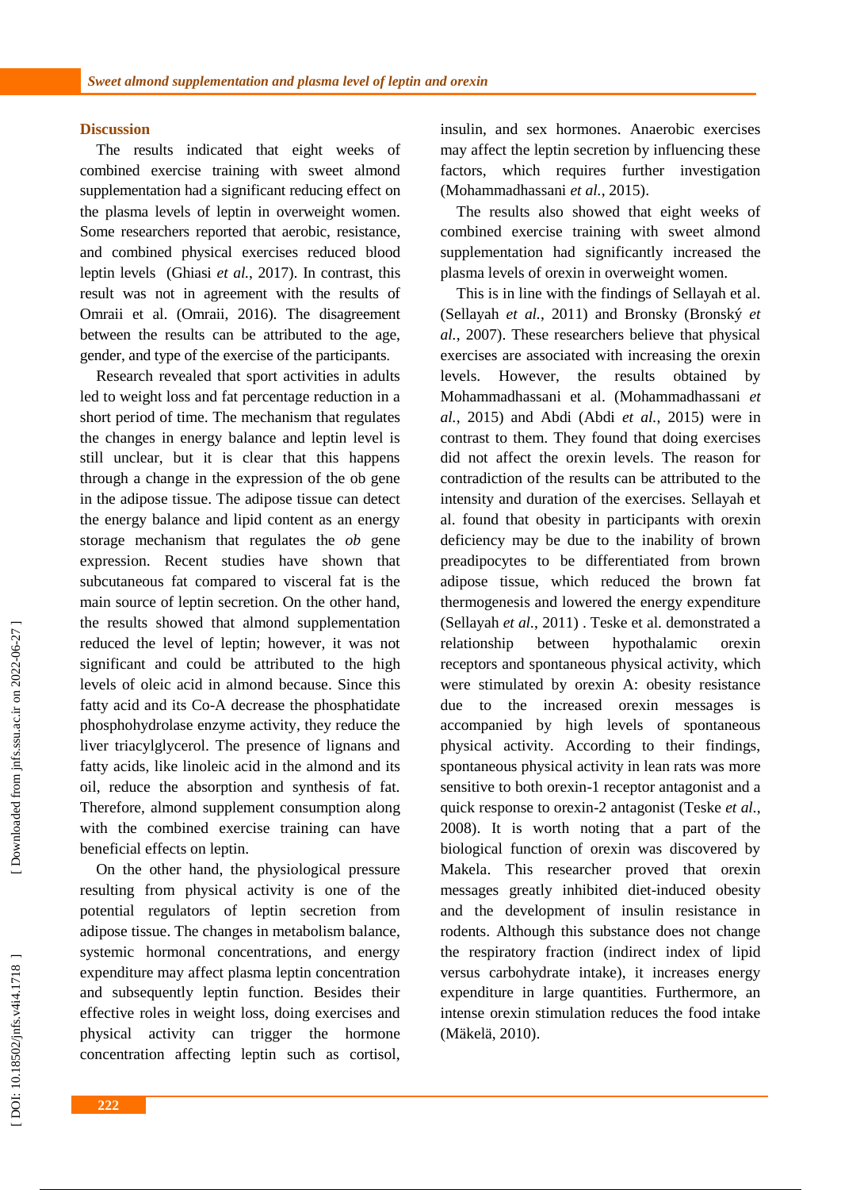## Discussion

The results indicated that eight weeks of combined exercise training with sweet almond supplementation had a significant reducing effect on the plasma levels of leptin in overweight women. Some researchers reported that aerobic, resistance, and combined physical exercises reduced blood leptin levels (Ghiasi *et al.*, 2017). In contrast, this result was not in agreement with the results of Omraii et al. (Omraii, 2016). The disagreement between the results can be attributed to the age, gender, and type of the exercise of the participants.

Research revealed that sport activities in adults led to weight loss and fat percentage reduction in a short period of time. The mechanism that regulates the changes in energy balance and leptin level is still unclear, but it is clear that this happens through a change in the expression of the ob gene in the adipose tissue. The adipose tissue can detect the energy balance and lipid content as an energy storage mechanism that regulates the *ob* gene expression. Recent studies have shown that subcutaneous fat compared to visceral fat is the main source of leptin secretion. On the other hand, the results showed that almond supplementation reduced the level of leptin; however, it was not significant and could be attributed to the high levels of oleic acid in almond because. Since this fatty acid and its Co-A decrease the phosphatidate phosphohydrolase enzyme activity, they reduce the liver triacylglycerol. The presence of lignans and fatty acids, like linoleic acid in the almond and its oil, reduce the absorption and synthesis of fat. Therefore, almond supplement consumption along with the combined exercise training can have beneficial effects on leptin.

On the other hand, the physiological pressure resulting from physical activity is one of the potential regulators of leptin secretion from adipose tissue. The changes in metabolism balance, systemic hormonal concentrations, and energy expenditure may affect plasma leptin concentration and subsequently leptin function. Besides their effective roles in weight loss, doing exercises and physical activity can trigger the hormone concentration affecting leptin such as cortisol, insulin, and sex hormones. Anaerobic exercises may affect the leptin secretion by influencing these factors, which requires further investigation (Mohammadhassani *et al.*, 2015).

The results also showed that eight weeks of combined exercise training with sweet almond supplementation had significantly increased the plasma levels of orexin in overweight women.

This is in line with the findings of Sellayah et al. (Sellayah *et al.*, 2011) and Bronsky (Bronský *et al.*, 2007). These researchers believe that physical exercises are associated with increasing the orexin levels. However, the results obtained by Mohammadhassani et al. (Mohammadhassani *et al.*, 2015) and Abdi (Abdi *et al.*, 2015) were in contrast to them. They found that doing exercises did not affect the orexin levels. The reason for contradiction of the results can be attributed to the intensity and duration of the exercises. Sellayah et al. found that obesity in participants with orexin deficiency may be due to the inability of brown preadipocytes to be differentiated from brown adipose tissue, which reduced the brown fat thermogenesis and lowered the energy expenditure (Sellayah *et al.*, 2011) . Teske et al. demonstrated a relationship between hypothalamic orexin receptors and spontaneous physical activity, which were stimulated by orexin A: obesity resistance due to the increased orexin messages is accompanied by high levels of spontaneous physical activity. According to their findings, spontaneous physical activity in lean rats was more sensitive to both orexin-1 receptor antagonist and a quick response to orexin-2 antagonist (Teske *et al.*, 2008). It is worth noting that a part of the biological function of orexin was discovered by Makela. This researcher proved that orexin messages greatly inhibited diet-induced obesity and the development of insulin resistance in rodents. Although this substance does not change the respiratory fraction (indirect index of lipid versus carbohydrate intake), it increases energy expenditure in large quantities. Furthermore, an intense orexin stimulation reduces the food intake (Mäkelä, 2010).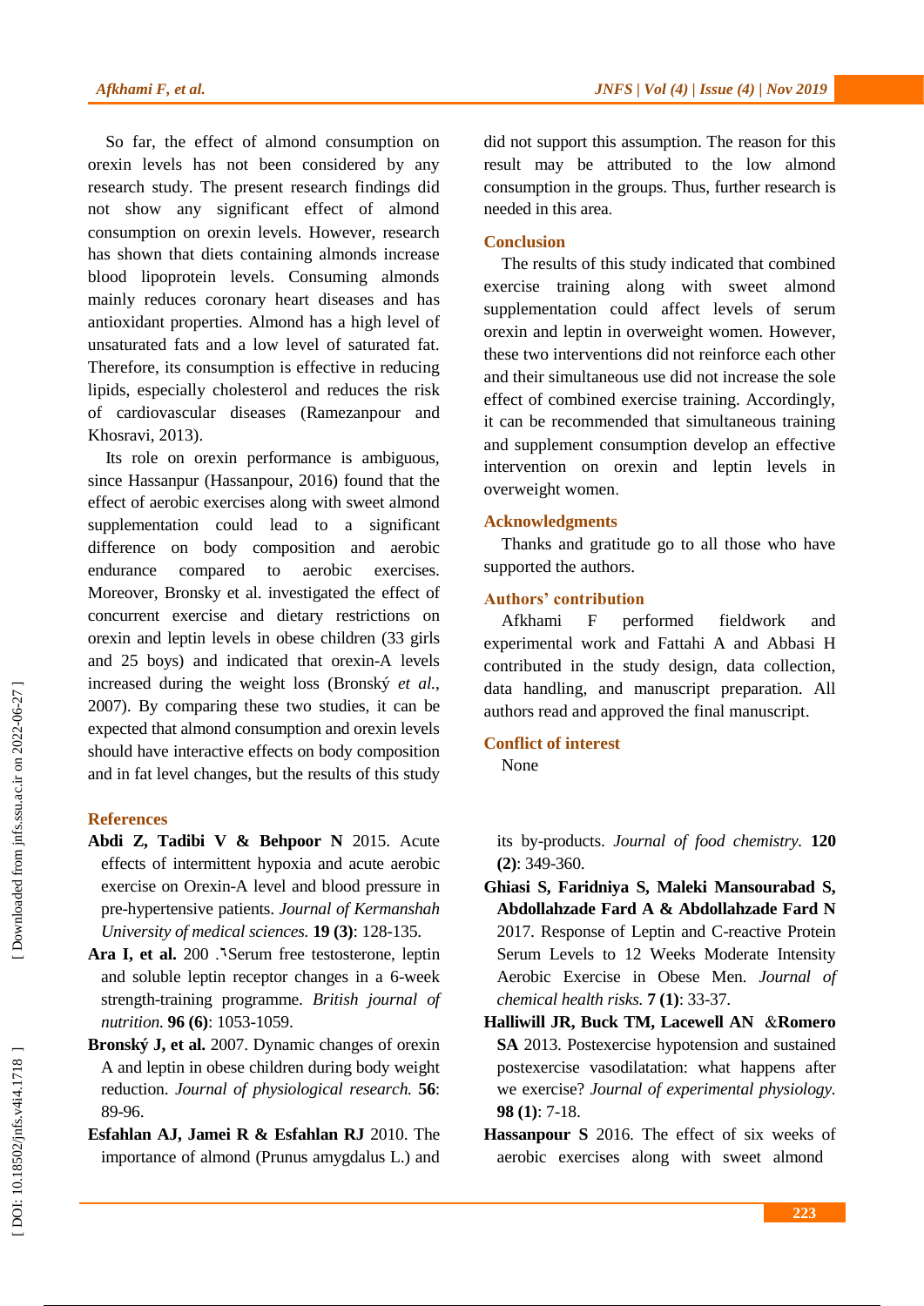So far, the effect of almond consumption on orexin levels has not been considered by any research study. The present research findings did not show any significant effect of almond consumption on orexin levels. However, research has shown that diets containing almonds increase blood lipoprotein levels. Consuming almonds mainly reduces coronary heart diseases and has antioxidant properties. Almond has a high level of unsaturated fats and a low level of saturated fat. Therefore, its consumption is effective in reducing lipids, especially cholesterol and reduces the risk of cardiovascular diseases (Ramezanpour and Khosravi, 2013).

Its role on orexin performance is ambiguous, since Hassanpur (Hassanpour, 2016) found that the effect of aerobic exercises along with sweet almond supplementation could lead to a significant difference on body composition and aerobic endurance compared to aerobic exercises. Moreover, Bronsky et al. investigated the effect of concurrent exercise and dietary restrictions on orexin and leptin levels in obese children (33 girls and 25 boys) and indicated that orexin-A levels increased during the weight loss (Bronský *et al.*, 2007). By comparing these two studies, it can be expected that almond consumption and orexin levels should have interactive effects on body composition and in fat level changes, but the results of this study did not support this assumption. The reason for this result may be attributed to the low almond consumption in the groups. Thus, further research is needed in this area.

## Conclusion

The results of this study indicated that combined exercise training along with sweet almond supplementation could affect levels of serum orexin and leptin in overweight women. However, these two interventions did not reinforce each other and their simultaneous use did not increase the sole effect of combined exercise training. Accordingly, it can be recommended that simultaneous training and supplement consumption develop an effective intervention on orexin and leptin levels in overweight women.

## Acknowledgments

Thanks and gratitude go to all those who have supported the authors.

## Authors' contribution

Afkhami F performed fieldwork and experimental work and Fattahi A and Abbasi H contributed in the study design, data collection, data handling, and manuscript preparation. All authors read and approved the final manuscript.

## Conflict of interest

None

## References

**Abdi Z, Tadibi V & Behpoor N** 2015. Acute effects of intermittent hypoxia and acute aerobic exercise on Orexin-A level and blood pressure in pre-hypertensive patients. *Journal of Kermanshah University of medical sciences.* **19 (3)**: 128-135.

**Ara I, et al.** 2006. Serum free testosterone, leptin and soluble leptin receptor changes in a 6-week strength-training programme. *British journal of nutrition.* **96 (6)**: 1053-1059.

**Bronský J, et al.** 2007. Dynamic changes of orexin A and leptin in obese children during body weight reduction. *Journal of physiological research.* **56**: 89-96.

**Esfahlan AJ, Jamei R & Esfahlan RJ** 2010. The importance of almond (Prunus amygdalus L.) and its by-products. *Journal of food chemistry.* **120 (2)**: 349-360.

**Ghiasi S, Faridniya S, Maleki Mansourabad S, Abdollahzade Fard A & Abdollahzade Fard N** 2017. Response of Leptin and C-reactive Protein Serum Levels to 12 Weeks Moderate Intensity Aerobic Exercise in Obese Men. *Journal of chemical health risks.* **7 (1)**: 33-37.

**Halliwill JR, Buck TM, Lacewell AN &Romero SA** 2013. Postexercise hypotension and sustained postexercise vasodilatation: what happens after we exercise? *Journal of experimental physiology.* **98 (1)**: 7-18.

**Hassanpour S** 2016. The effect of six weeks of aerobic exercises along with sweet almond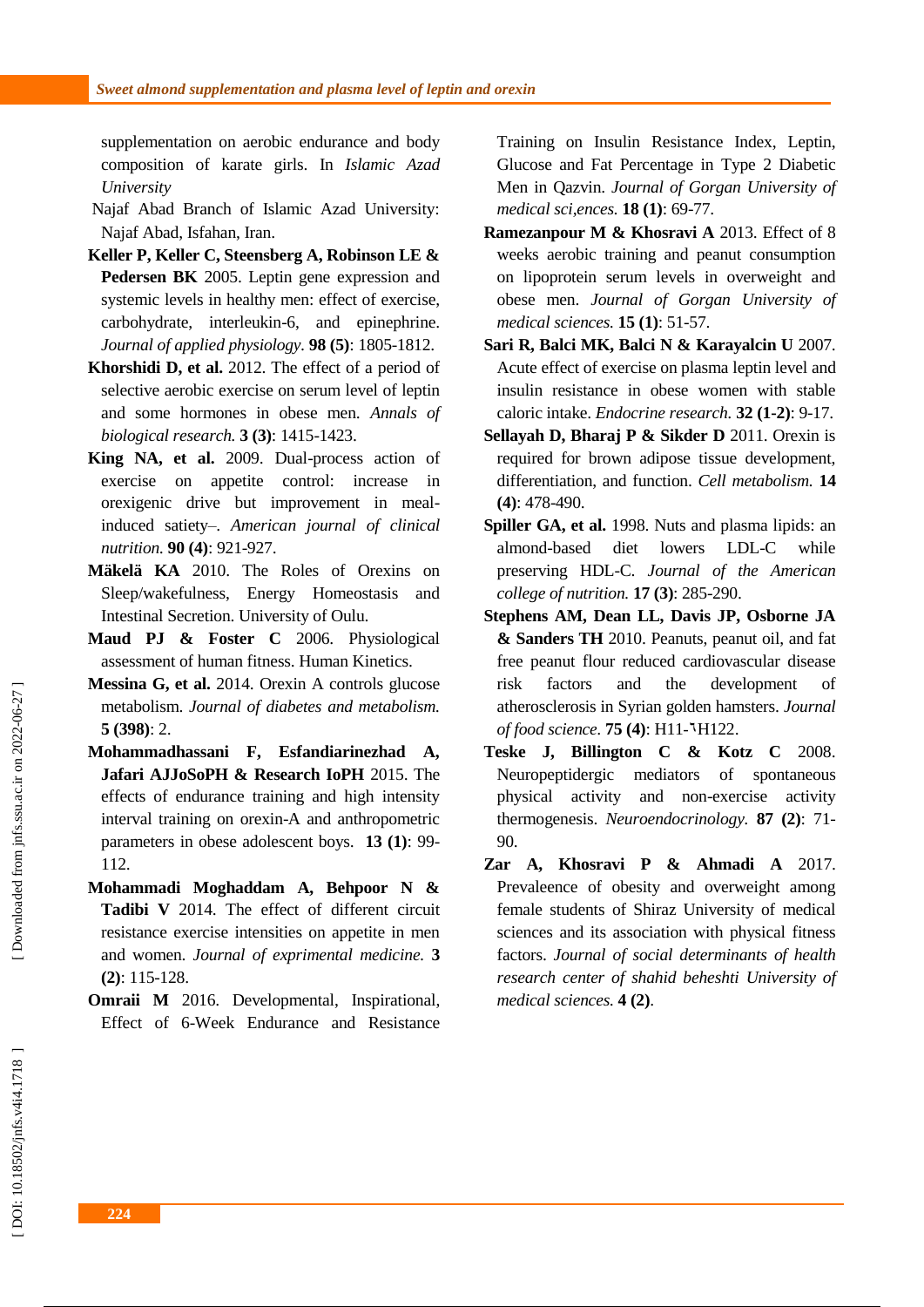supplementation on aerobic endurance and body composition of karate girls. In *Islamic Azad University*

Najaf Abad Branch of Islamic Azad University: Najaf Abad, Isfahan, Iran.

**Keller P, Keller C, Steensberg A, Robinson LE & Pedersen BK** 2005. Leptin gene expression and systemic levels in healthy men: effect of exercise, carbohydrate, interleukin-6, and epinephrine. *Journal of applied physiology*. **98 (5)**: 1805-1812.

**Khorshidi D, et al.** 2012. The effect of a period of selective aerobic exercise on serum level of leptin and some hormones in obese men. *Annals of biological research.* **3 (3)**: 1415-1423.

**King NA, et al.** 2009. Dual-process action of exercise on appetite control: increase in orexigenic drive but improvement in meal-induced satiety–. *American journal of clinical nutrition.* **90 (4)**: 921-927.

**Mäkelä KA** 2010. The Roles of Orexins on Sleep/wakefulness, Energy Homeostasis and Intestinal Secretion. University of Oulu.

**Maud PJ & Foster C** 2006. Physiological assessment of human fitness. Human Kinetics.

**Messina G, et al.** 2014. Orexin A controls glucose metabolism. *Journal of diabetes and metabolism.* **5 (398)**: 2.

**Mohammadhassani F, Esfandiarinezhad A, Jafari AJJoSoPH & Research IoPH** 2015. The effects of endurance training and high intensity interval training on orexin-A and anthropometric parameters in obese adolescent boys. **13 (1)**: 99-112.

**Mohammadi Moghaddam A, Behpoor N & Tadibi V** 2014. The effect of different circuit resistance exercise intensities on appetite in men and women. *Journal of exprimental medicine.* **3 (2)**: 115-128.

**Omraii M** 2016. Developmental, Inspirational, Effect of 6-Week Endurance and Resistance Training on Insulin Resistance Index, Leptin, Glucose and Fat Percentage in Type 2 Diabetic Men in Qazvin. *Journal of Gorgan University of medical sci,ences.* **18 (1)**: 69-77.

**Ramezanpour M & Khosravi A** 2013. Effect of 8 weeks aerobic training and peanut consumption on lipoprotein serum levels in overweight and obese men. *Journal of Gorgan University of medical sciences.* **15 (1)**: 51-57.

**Sari R, Balci MK, Balci N & Karayalcin U** 2007. Acute effect of exercise on plasma leptin level and insulin resistance in obese women with stable caloric intake. *Endocrine research.* **32 (1-2)**: 9-17.

**Sellayah D, Bharaj P & Sikder D** 2011. Orexin is required for brown adipose tissue development, differentiation, and function. *Cell metabolism.* **14 (4)**: 478-490.

**Spiller GA, et al.** 1998. Nuts and plasma lipids: an almond-based diet lowers LDL-C while preserving HDL-C. *Journal of the American college of nutrition.* **17 (3)**: 285-290.

**Stephens AM, Dean LL, Davis JP, Osborne JA & Sanders TH** 2010. Peanuts, peanut oil, and fat free peanut flour reduced cardiovascular disease risk factors and the development of atherosclerosis in Syrian golden hamsters. *Journal of food science.* **75 (4)**: H11-٦H122.

**Teske J, Billington C & Kotz C** 2008. Neuropeptidergic mediators of spontaneous physical activity and non-exercise activity thermogenesis. *Neuroendocrinology.* **87 (2)**: 71-90.

**Zar A, Khosravi P & Ahmadi A** 2017. Prevaleence of obesity and overweight among female students of Shiraz University of medical sciences and its association with physical fitness factors. *Journal of social determinants of health research center of shahid beheshti University of medical sciences.* **4 (2)**.